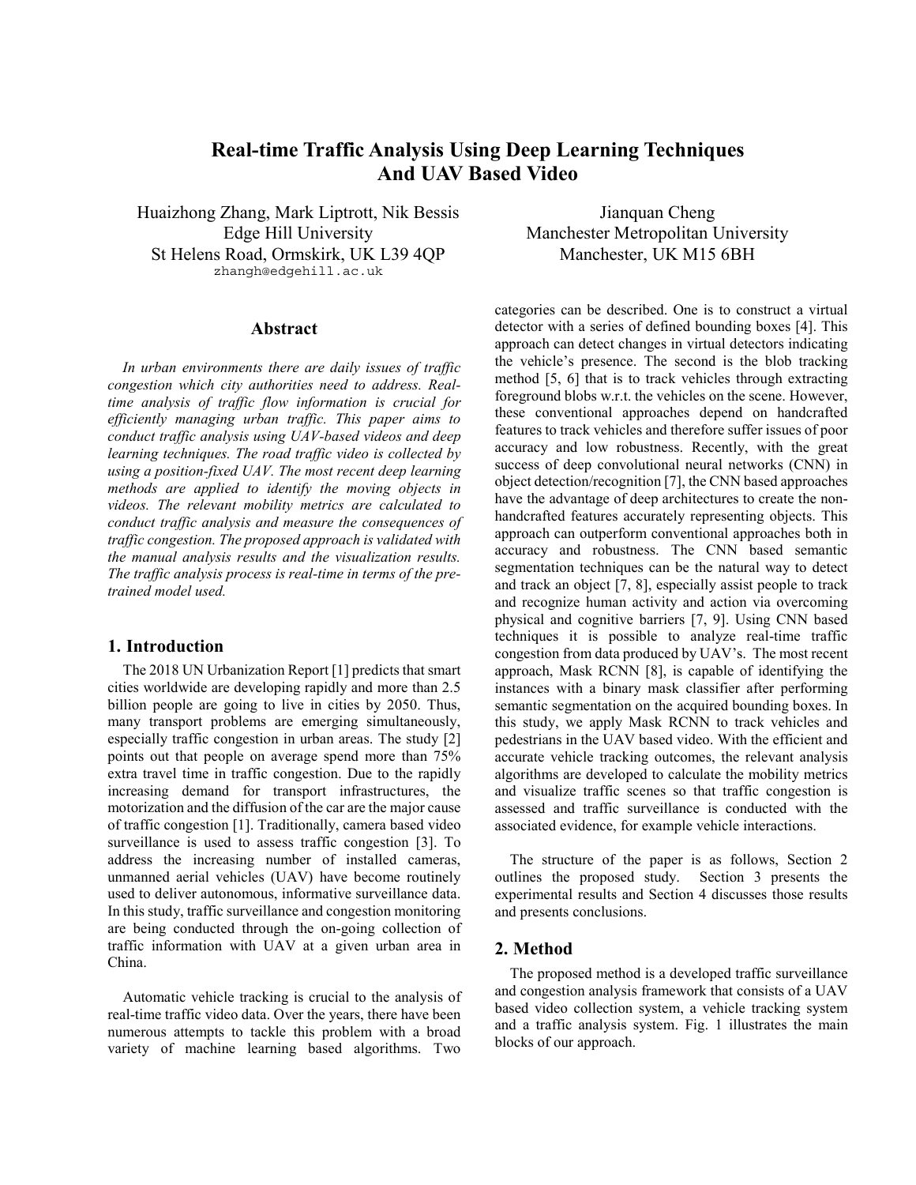# Real-time Traffic Analysis Using Deep Learning Techniques And UAV Based Video

Huaizhong Zhang, Mark Liptrott, Nik Bessis
Edge Hill University
St Helens Road, Ormskirk, UK L39 4QP
zhangh@edgehill.ac.uk

Jianquan Cheng
Manchester Metropolitan University
Manchester, UK M15 6BH

## Abstract

*In urban environments there are daily issues of traffic congestion which city authorities need to address. Real-time analysis of traffic flow information is crucial for efficiently managing urban traffic. This paper aims to conduct traffic analysis using UAV-based videos and deep learning techniques. The road traffic video is collected by using a position-fixed UAV. The most recent deep learning methods are applied to identify the moving objects in videos. The relevant mobility metrics are calculated to conduct traffic analysis and measure the consequences of traffic congestion. The proposed approach is validated with the manual analysis results and the visualization results. The traffic analysis process is real-time in terms of the pre-trained model used.*

## 1. Introduction

The 2018 UN Urbanization Report [1] predicts that smart cities worldwide are developing rapidly and more than 2.5 billion people are going to live in cities by 2050. Thus, many transport problems are emerging simultaneously, especially traffic congestion in urban areas. The study [2] points out that people on average spend more than 75% extra travel time in traffic congestion. Due to the rapidly increasing demand for transport infrastructures, the motorization and the diffusion of the car are the major cause of traffic congestion [1]. Traditionally, camera based video surveillance is used to assess traffic congestion [3]. To address the increasing number of installed cameras, unmanned aerial vehicles (UAV) have become routinely used to deliver autonomous, informative surveillance data. In this study, traffic surveillance and congestion monitoring are being conducted through the on-going collection of traffic information with UAV at a given urban area in China.

Automatic vehicle tracking is crucial to the analysis of real-time traffic video data. Over the years, there have been numerous attempts to tackle this problem with a broad variety of machine learning based algorithms. Two categories can be described. One is to construct a virtual detector with a series of defined bounding boxes [4]. This approach can detect changes in virtual detectors indicating the vehicle's presence. The second is the blob tracking method [5, 6] that is to track vehicles through extracting foreground blobs w.r.t. the vehicles on the scene. However, these conventional approaches depend on handcrafted features to track vehicles and therefore suffer issues of poor accuracy and low robustness. Recently, with the great success of deep convolutional neural networks (CNN) in object detection/recognition [7], the CNN based approaches have the advantage of deep architectures to create the non-handcrafted features accurately representing objects. This approach can outperform conventional approaches both in accuracy and robustness. The CNN based semantic segmentation techniques can be the natural way to detect and track an object [7, 8], especially assist people to track and recognize human activity and action via overcoming physical and cognitive barriers [7, 9]. Using CNN based techniques it is possible to analyze real-time traffic congestion from data produced by UAV's. The most recent approach, Mask RCNN [8], is capable of identifying the instances with a binary mask classifier after performing semantic segmentation on the acquired bounding boxes. In this study, we apply Mask RCNN to track vehicles and pedestrians in the UAV based video. With the efficient and accurate vehicle tracking outcomes, the relevant analysis algorithms are developed to calculate the mobility metrics and visualize traffic scenes so that traffic congestion is assessed and traffic surveillance is conducted with the associated evidence, for example vehicle interactions.

The structure of the paper is as follows, Section 2 outlines the proposed study. Section 3 presents the experimental results and Section 4 discusses those results and presents conclusions.

## 2. Method

The proposed method is a developed traffic surveillance and congestion analysis framework that consists of a UAV based video collection system, a vehicle tracking system and a traffic analysis system. Fig. 1 illustrates the main blocks of our approach.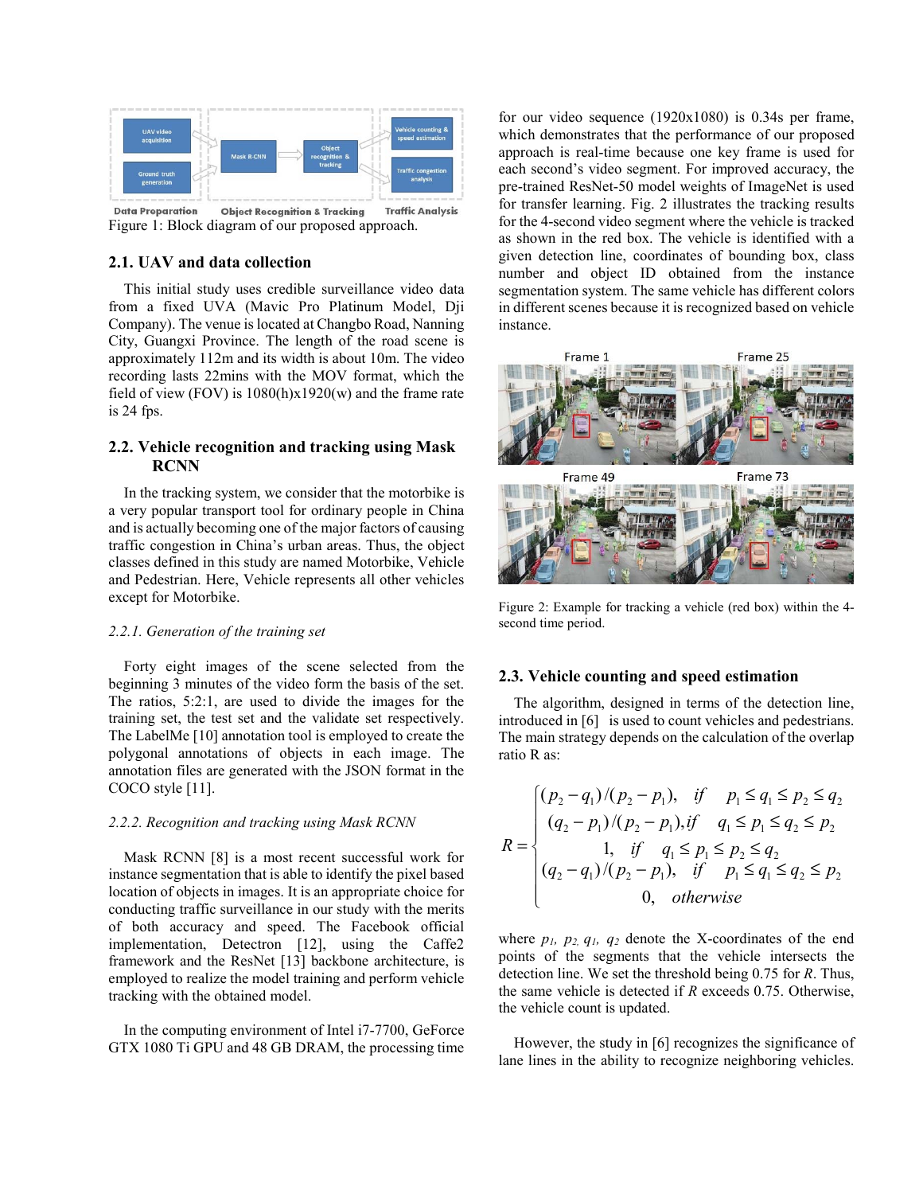Figure 1: Block diagram of our proposed approach.

## 2.1. UAV and data collection

This initial study uses credible surveillance video data from a fixed UVA (Mavic Pro Platinum Model, Dji Company). The venue is located at Changbo Road, Nanning City, Guangxi Province. The length of the road scene is approximately 112m and its width is about 10m. The video recording lasts 22mins with the MOV format, which the field of view (FOV) is 1080(h)x1920(w) and the frame rate is 24 fps.

## 2.2. Vehicle recognition and tracking using Mask RCNN

In the tracking system, we consider that the motorbike is a very popular transport tool for ordinary people in China and is actually becoming one of the major factors of causing traffic congestion in China's urban areas. Thus, the object classes defined in this study are named Motorbike, Vehicle and Pedestrian. Here, Vehicle represents all other vehicles except for Motorbike.

### *2.2.1. Generation of the training set*

Forty eight images of the scene selected from the beginning 3 minutes of the video form the basis of the set. The ratios, 5:2:1, are used to divide the images for the training set, the test set and the validate set respectively. The LabelMe [10] annotation tool is employed to create the polygonal annotations of objects in each image. The annotation files are generated with the JSON format in the COCO style [11].

### *2.2.2. Recognition and tracking using Mask RCNN*

Mask RCNN [8] is a most recent successful work for instance segmentation that is able to identify the pixel based location of objects in images. It is an appropriate choice for conducting traffic surveillance in our study with the merits of both accuracy and speed. The Facebook official implementation, Detectron [12], using the Caffe2 framework and the ResNet [13] backbone architecture, is employed to realize the model training and perform vehicle tracking with the obtained model.

In the computing environment of Intel i7-7700, GeForce GTX 1080 Ti GPU and 48 GB DRAM, the processing time for our video sequence (1920x1080) is 0.34s per frame, which demonstrates that the performance of our proposed approach is real-time because one key frame is used for each second's video segment. For improved accuracy, the pre-trained ResNet-50 model weights of ImageNet is used for transfer learning. Fig. 2 illustrates the tracking results for the 4-second video segment where the vehicle is tracked as shown in the red box. The vehicle is identified with a given detection line, coordinates of bounding box, class number and object ID obtained from the instance segmentation system. The same vehicle has different colors in different scenes because it is recognized based on vehicle instance.

Figure 2: Example for tracking a vehicle (red box) within the 4-second time period.

## 2.3. Vehicle counting and speed estimation

The algorithm, designed in terms of the detection line, introduced in [6] is used to count vehicles and pedestrians. The main strategy depends on the calculation of the overlap ratio R as:

$$
R = \begin{cases} (p_2 - q_1)/(p_2 - p_1), & if \quad p_1 \le q_1 \le p_2 \le q_2 \\ (q_2 - p_1)/(p_2 - p_1), & if \quad q_1 \le p_1 \le q_2 \le p_2 \\ 1, & if \quad q_1 \le p_1 \le p_2 \le q_2 \\ (q_2 - q_1)/(p_2 - p_1), & if \quad p_1 \le q_1 \le q_2 \le p_2 \\ 0, & otherwise \end{cases}
$$

where $p_1$, $p_2$, $q_1$, $q_2$ denote the X-coordinates of the end points of the segments that the vehicle intersects the detection line. We set the threshold being 0.75 for $R$. Thus, the same vehicle is detected if $R$ exceeds 0.75. Otherwise, the vehicle count is updated.

However, the study in [6] recognizes the significance of lane lines in the ability to recognize neighboring vehicles.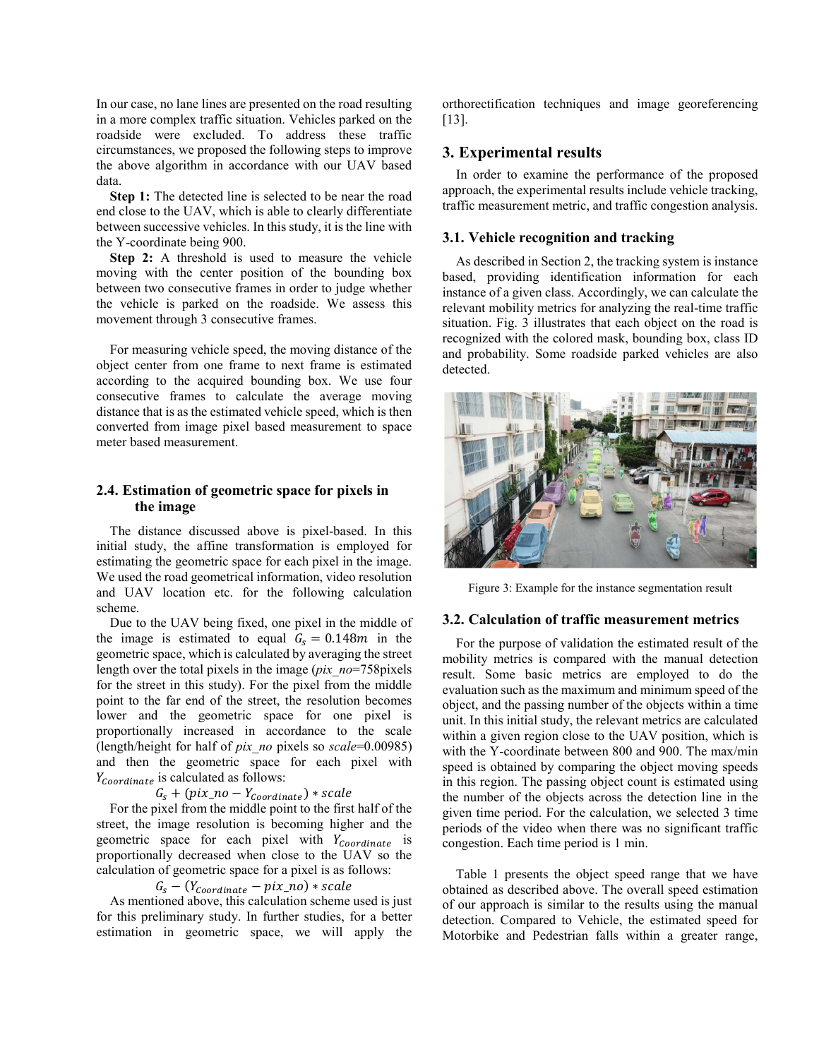In our case, no lane lines are presented on the road resulting in a more complex traffic situation. Vehicles parked on the roadside were excluded. To address these traffic circumstances, we proposed the following steps to improve the above algorithm in accordance with our UAV based data.

**Step 1:** The detected line is selected to be near the road end close to the UAV, which is able to clearly differentiate between successive vehicles. In this study, it is the line with the Y-coordinate being 900.

**Step 2:** A threshold is used to measure the vehicle moving with the center position of the bounding box between two consecutive frames in order to judge whether the vehicle is parked on the roadside. We assess this movement through 3 consecutive frames.

For measuring vehicle speed, the moving distance of the object center from one frame to next frame is estimated according to the acquired bounding box. We use four consecutive frames to calculate the average moving distance that is as the estimated vehicle speed, which is then converted from image pixel based measurement to space meter based measurement.

### 2.4. Estimation of geometric space for pixels in the image

The distance discussed above is pixel-based. In this initial study, the affine transformation is employed for estimating the geometric space for each pixel in the image. We used the road geometrical information, video resolution and UAV location etc. for the following calculation scheme.

Due to the UAV being fixed, one pixel in the middle of the image is estimated to equal $G_s = 0.148m$ in the geometric space, which is calculated by averaging the street length over the total pixels in the image (*pix_no*=758pixels for the street in this study). For the pixel from the middle point to the far end of the street, the resolution becomes lower and the geometric space for one pixel is proportionally increased in accordance to the scale (length/height for half of *pix_no* pixels so *scale*=0.00985) and then the geometric space for each pixel with $Y_{Coordinate}$ is calculated as follows:

$$G_s + (pix\_no - Y_{Coordinate}) * scale$$

For the pixel from the middle point to the first half of the street, the image resolution is becoming higher and the geometric space for each pixel with $Y_{Coordinate}$ is proportionally decreased when close to the UAV so the calculation of geometric space for a pixel is as follows:

$$G_s - (Y_{Coordinate} - pix\_no) * scale$$

As mentioned above, this calculation scheme used is just for this preliminary study. In further studies, for a better estimation in geometric space, we will apply the orthorectification techniques and image georeferencing [13].

## 3. Experimental results

In order to examine the performance of the proposed approach, the experimental results include vehicle tracking, traffic measurement metric, and traffic congestion analysis.

### 3.1. Vehicle recognition and tracking

As described in Section 2, the tracking system is instance based, providing identification information for each instance of a given class. Accordingly, we can calculate the relevant mobility metrics for analyzing the real-time traffic situation. Fig. 3 illustrates that each object on the road is recognized with the colored mask, bounding box, class ID and probability. Some roadside parked vehicles are also detected.

Figure 3: Example for the instance segmentation result

### 3.2. Calculation of traffic measurement metrics

For the purpose of validation the estimated result of the mobility metrics is compared with the manual detection result. Some basic metrics are employed to do the evaluation such as the maximum and minimum speed of the object, and the passing number of the objects within a time unit. In this initial study, the relevant metrics are calculated within a given region close to the UAV position, which is with the Y-coordinate between 800 and 900. The max/min speed is obtained by comparing the object moving speeds in this region. The passing object count is estimated using the number of the objects across the detection line in the given time period. For the calculation, we selected 3 time periods of the video when there was no significant traffic congestion. Each time period is 1 min.

Table 1 presents the object speed range that we have obtained as described above. The overall speed estimation of our approach is similar to the results using the manual detection. Compared to Vehicle, the estimated speed for Motorbike and Pedestrian falls within a greater range,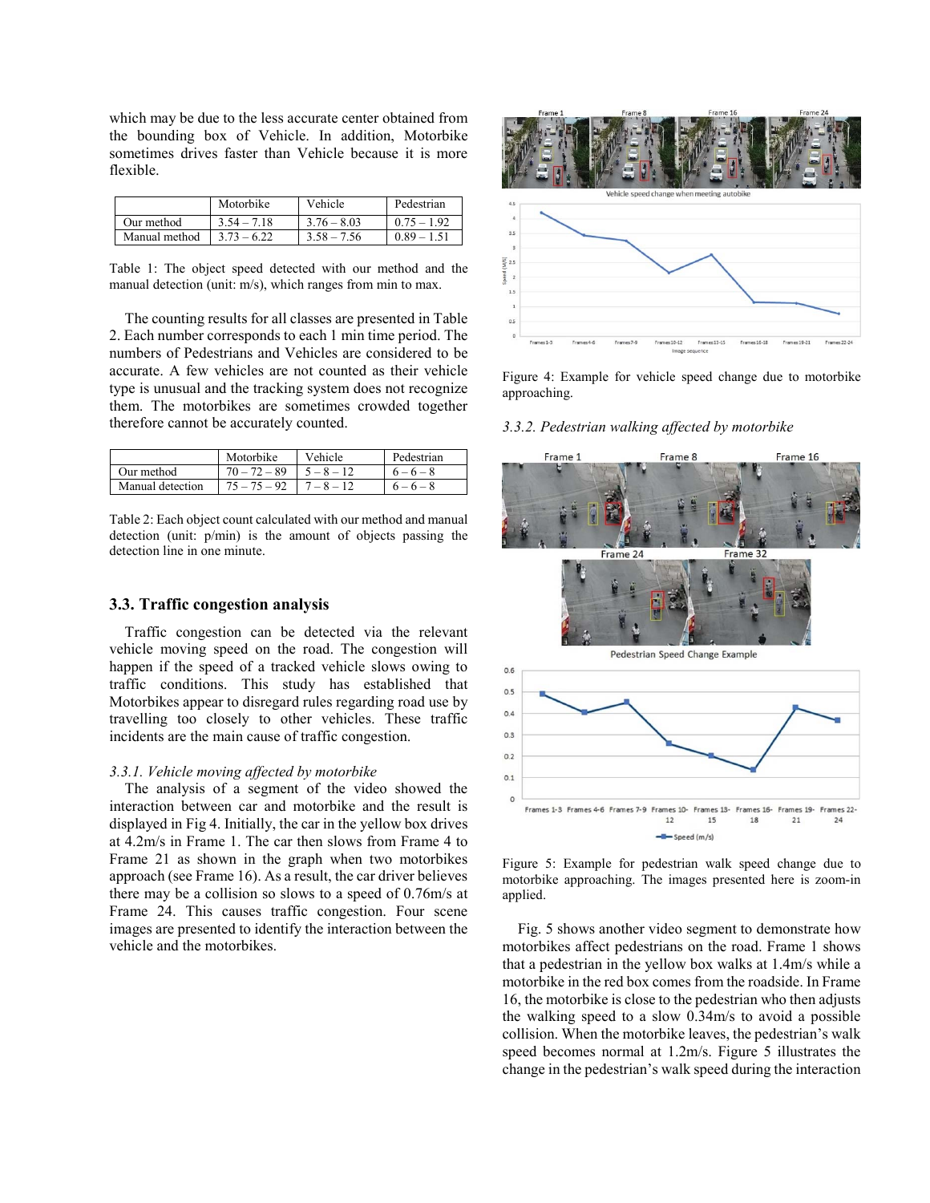which may be due to the less accurate center obtained from the bounding box of Vehicle. In addition, Motorbike sometimes drives faster than Vehicle because it is more flexible.

| | Motorbike | Vehicle | Pedestrian |
|---|---|---|---|
| Our method | 3.54 – 7.18 | 3.76 – 8.03 | 0.75 – 1.92 |
| Manual method | 3.73 – 6.22 | 3.58 – 7.56 | 0.89 – 1.51 |

Table 1: The object speed detected with our method and the manual detection (unit: m/s), which ranges from min to max.

The counting results for all classes are presented in Table 2. Each number corresponds to each 1 min time period. The numbers of Pedestrians and Vehicles are considered to be accurate. A few vehicles are not counted as their vehicle type is unusual and the tracking system does not recognize them. The motorbikes are sometimes crowded together therefore cannot be accurately counted.

| | Motorbike | Vehicle | Pedestrian |
|---|---|---|---|
| Our method | 70 – 72 – 89 | 5 – 8 – 12 | 6 – 6 – 8 |
| Manual detection | 75 – 75 – 92 | 7 – 8 – 12 | 6 – 6 – 8 |

Table 2: Each object count calculated with our method and manual detection (unit: p/min) is the amount of objects passing the detection line in one minute.

### 3.3. Traffic congestion analysis

Traffic congestion can be detected via the relevant vehicle moving speed on the road. The congestion will happen if the speed of a tracked vehicle slows owing to traffic conditions. This study has established that Motorbikes appear to disregard rules regarding road use by travelling too closely to other vehicles. These traffic incidents are the main cause of traffic congestion.

#### *3.3.1. Vehicle moving affected by motorbike*

The analysis of a segment of the video showed the interaction between car and motorbike and the result is displayed in Fig 4. Initially, the car in the yellow box drives at 4.2m/s in Frame 1. The car then slows from Frame 4 to Frame 21 as shown in the graph when two motorbikes approach (see Frame 16). As a result, the car driver believes there may be a collision so slows to a speed of 0.76m/s at Frame 24. This causes traffic congestion. Four scene images are presented to identify the interaction between the vehicle and the motorbikes.

Figure 4: Example for vehicle speed change due to motorbike approaching.

#### *3.3.2. Pedestrian walking affected by motorbike*

Figure 5: Example for pedestrian walk speed change due to motorbike approaching. The images presented here is zoom-in applied.

Fig. 5 shows another video segment to demonstrate how motorbikes affect pedestrians on the road. Frame 1 shows that a pedestrian in the yellow box walks at 1.4m/s while a motorbike in the red box comes from the roadside. In Frame 16, the motorbike is close to the pedestrian who then adjusts the walking speed to a slow 0.34m/s to avoid a possible collision. When the motorbike leaves, the pedestrian's walk speed becomes normal at 1.2m/s. Figure 5 illustrates the change in the pedestrian's walk speed during the interaction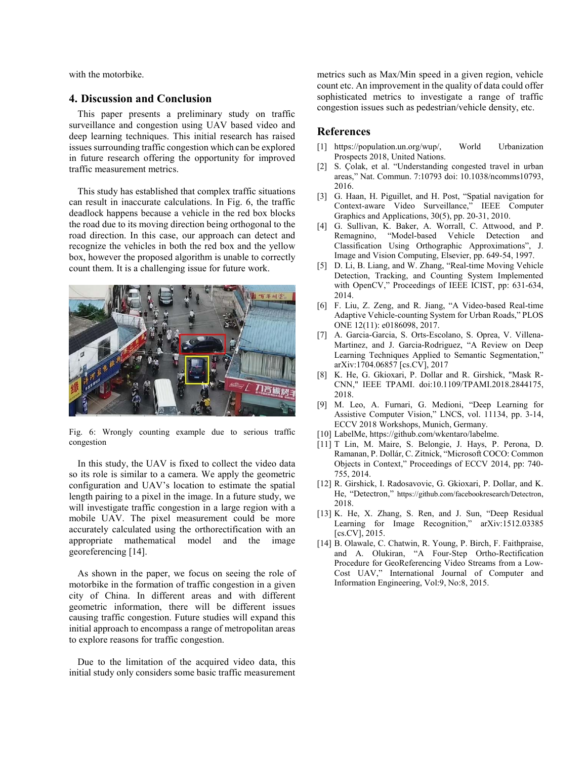with the motorbike.

## 4. Discussion and Conclusion

This paper presents a preliminary study on traffic surveillance and congestion using UAV based video and deep learning techniques. This initial research has raised issues surrounding traffic congestion which can be explored in future research offering the opportunity for improved traffic measurement metrics.

This study has established that complex traffic situations can result in inaccurate calculations. In Fig. 6, the traffic deadlock happens because a vehicle in the red box blocks the road due to its moving direction being orthogonal to the road direction. In this case, our approach can detect and recognize the vehicles in both the red box and the yellow box, however the proposed algorithm is unable to correctly count them. It is a challenging issue for future work.

Fig. 6: Wrongly counting example due to serious traffic congestion

In this study, the UAV is fixed to collect the video data so its role is similar to a camera. We apply the geometric configuration and UAV's location to estimate the spatial length pairing to a pixel in the image. In a future study, we will investigate traffic congestion in a large region with a mobile UAV. The pixel measurement could be more accurately calculated using the orthorectification with an appropriate mathematical model and the image georeferencing [14].

As shown in the paper, we focus on seeing the role of motorbike in the formation of traffic congestion in a given city of China. In different areas and with different geometric information, there will be different issues causing traffic congestion. Future studies will expand this initial approach to encompass a range of metropolitan areas to explore reasons for traffic congestion.

Due to the limitation of the acquired video data, this initial study only considers some basic traffic measurement metrics such as Max/Min speed in a given region, vehicle count etc. An improvement in the quality of data could offer sophisticated metrics to investigate a range of traffic congestion issues such as pedestrian/vehicle density, etc.

## References

[1] https://population.un.org/wup/, World Urbanization Prospects 2018, United Nations.

[2] S. Çolak, et al. "Understanding congested travel in urban areas," Nat. Commun. 7:10793 doi: 10.1038/ncomms10793, 2016.

[3] G. Haan, H. Piguillet, and H. Post, "Spatial navigation for Context-aware Video Surveillance," IEEE Computer Graphics and Applications, 30(5), pp. 20-31, 2010.

[4] G. Sullivan, K. Baker, A. Worrall, C. Attwood, and P. Remagnino, "Model-based Vehicle Detection and Classification Using Orthographic Approximations", J. Image and Vision Computing, Elsevier, pp. 649-54, 1997.

[5] D. Li, B. Liang, and W. Zhang, "Real-time Moving Vehicle Detection, Tracking, and Counting System Implemented with OpenCV," Proceedings of IEEE ICIST, pp: 631-634, 2014.

[6] F. Liu, Z. Zeng, and R. Jiang, "A Video-based Real-time Adaptive Vehicle-counting System for Urban Roads," PLOS ONE 12(11): e0186098, 2017.

[7] A. Garcia-Garcia, S. Orts-Escolano, S. Oprea, V. Villena-Martinez, and J. Garcia-Rodriguez, "A Review on Deep Learning Techniques Applied to Semantic Segmentation," arXiv:1704.06857 [cs.CV], 2017

[8] K. He, G. Gkioxari, P. Dollar and R. Girshick, "Mask R-CNN," IEEE TPAMI. doi:10.1109/TPAMI.2018.2844175, 2018.

[9] M. Leo, A. Furnari, G. Medioni, "Deep Learning for Assistive Computer Vision," LNCS, vol. 11134, pp. 3-14, ECCV 2018 Workshops, Munich, Germany.

[10] LabelMe, https://github.com/wkentaro/labelme.

[11] T Lin, M. Maire, S. Belongie, J. Hays, P. Perona, D. Ramanan, P. Dollár, C. Zitnick, "Microsoft COCO: Common Objects in Context," Proceedings of ECCV 2014, pp: 740-755, 2014.

[12] R. Girshick, I. Radosavovic, G. Gkioxari, P. Dollar, and K. He, "Detectron," https://github.com/facebookresearch/Detectron, 2018.

[13] K. He, X. Zhang, S. Ren, and J. Sun, "Deep Residual Learning for Image Recognition," arXiv:1512.03385 [cs.CV], 2015.

[14] B. Olawale, C. Chatwin, R. Young, P. Birch, F. Faithpraise, and A. Olukiran, "A Four-Step Ortho-Rectification Procedure for GeoReferencing Video Streams from a Low-Cost UAV," International Journal of Computer and Information Engineering, Vol:9, No:8, 2015.